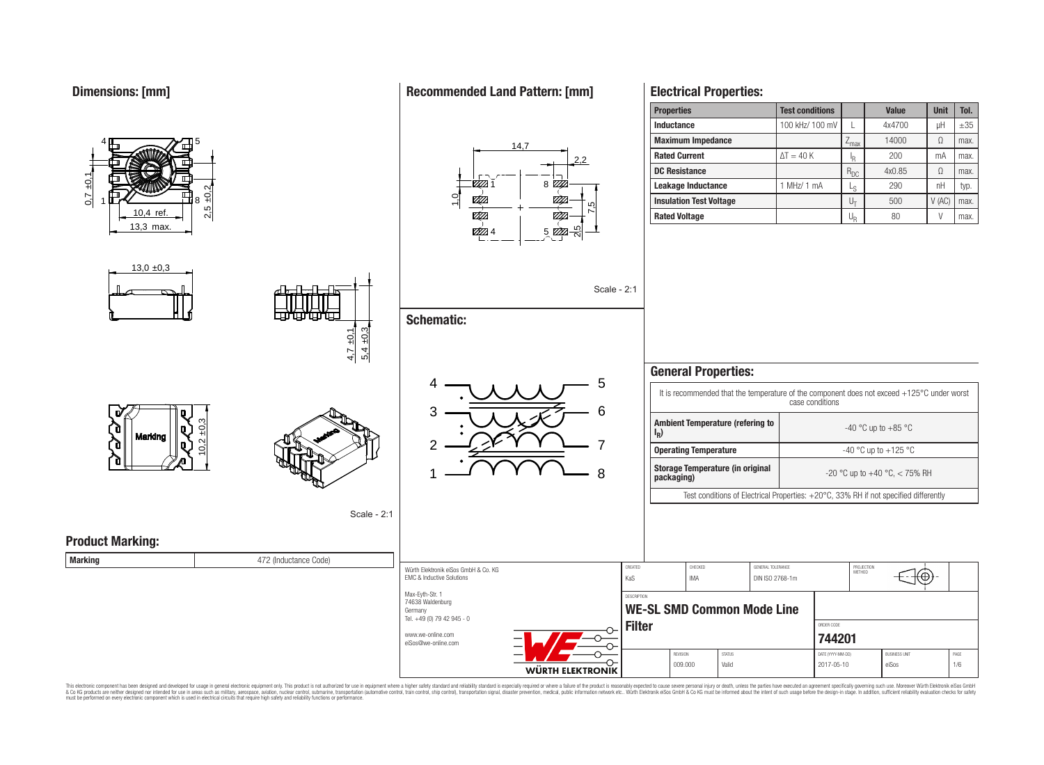## Dimensions: [mm]

0,7 ±0,1 — 10,4 ref. — 13,3 max. — 2,5 ±0,2

13,0 ±0,3

4,7 ±0,1 — 5,4 ±0,3

10,2 ±0,3

Marking

Scale - 2:1

## Recommended Land Pattern: [mm]

14,7 — 2,2 — 1,0 — 7,5 — 2,5

Scale - 2:1

## Schematic:

4 — 5
3 — 6
2 — 7
1 — 8

## Electrical Properties:

| Properties | Test conditions | | Value | Unit | Tol. |
|---|---|---|---|---|---|
| Inductance | 100 kHz/ 100 mV | L | 4x4700 | µH | ±35 |
| Maximum Impedance | | $Z_{max}$ | 14000 | Ω | max. |
| Rated Current | ΔT = 40 K | $I_R$ | 200 | mA | max. |
| DC Resistance | | $R_{DC}$ | 4x0.85 | Ω | max. |
| Leakage Inductance | 1 MHz/ 1 mA | $L_S$ | 290 | nH | typ. |
| Insulation Test Voltage | | $U_T$ | 500 | V (AC) | max. |
| Rated Voltage | | $U_R$ | 80 | V | max. |

## General Properties:

It is recommended that the temperature of the component does not exceed +125°C under worst case conditions

| | |
|---|---|
| Ambient Temperature (refering to $I_R$) | -40 °C up to +85 °C |
| Operating Temperature | -40 °C up to +125 °C |
| Storage Temperature (in original packaging) | -20 °C up to +40 °C, < 75% RH |

Test conditions of Electrical Properties: +20°C, 33% RH if not specified differently

## Product Marking:

| Marking | 472 (Inductance Code) |
|---|---|

Würth Elektronik eiSos GmbH & Co. KG
EMC & Inductive Solutions
Max-Eyth-Str. 1
74638 Waldenburg
Germany
Tel. +49 (0) 79 42 945 - 0
www.we-online.com
eiSos@we-online.com

| CREATED | CHECKED | GENERAL TOLERANCE | PROJECTION METHOD |
|---|---|---|---|
| KaS | IMA | DIN ISO 2768-1m | |

DESCRIPTION: **WE-SL SMD Common Mode Line Filter**

ORDER CODE: **744201**

| REVISION | STATUS | DATE (YYYY-MM-DD) | BUSINESS UNIT | PAGE |
|---|---|---|---|---|
| 009.000 | Valid | 2017-05-10 | eiSos | 1/6 |

This electronic component has been designed and developed for usage in general electronic equipment only. This product is not authorized for use in equipment where a higher safety standard and reliability standard is especially required or where a failure of the product is reasonably expected to cause severe personal injury or death, unless the parties have executed an agreement specifically governing such use. Moreover Würth Elektronik eiSos GmbH & Co KG products are neither designed nor intended for use in areas such as military, aerospace, aviation, nuclear control, submarine, transportation (automotive control, train control, ship control), transportation signal, disaster prevention, medical, public information network etc.. Würth Elektronik eiSos GmbH & Co KG must be informed about the intent of such usage before the design-in stage. In addition, sufficient reliability evaluation checks for safety must be performed on every electronic component which is used in electrical circuits that require high safety and reliability functions or performance.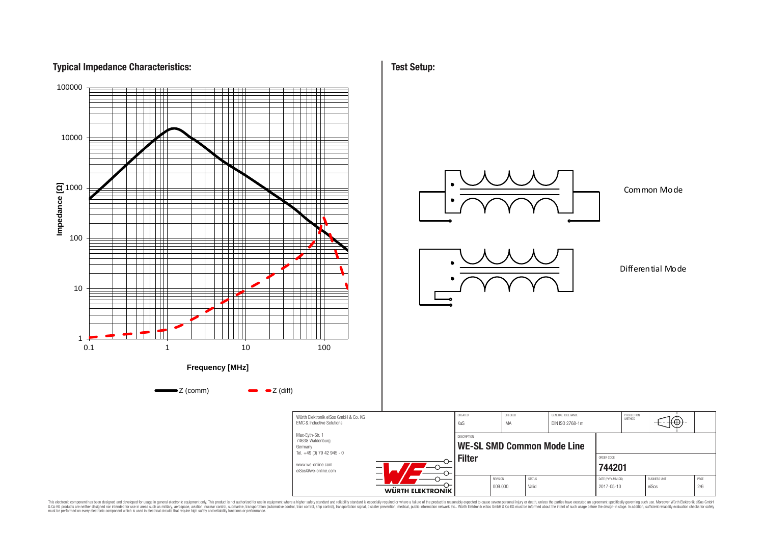## Typical Impedance Characteristics:

Impedance [Ω]

100000
10000
1000
100
10
1

0.1 1 10 100

**Frequency [MHz]**

Z (comm) Z (diff)

## Test Setup:

Common Mode

Differential Mode

| Würth Elektronik eiSos GmbH & Co. KG EMC & Inductive Solutions | CREATED KaS | CHECKED IMA | GENERAL TOLERANCE DIN ISO 2768-1m | PROJECTION METHOD |
|---|---|---|---|---|
| Max-Eyth-Str. 1 74638 Waldenburg Germany Tel. +49 (0) 79 42 945 - 0 | DESCRIPTION **WE-SL SMD Common Mode Line Filter** | | ORDER CODE **744201** | |
| www.we-online.com eiSos@we-online.com | REVISION 009.000 | STATUS Valid | DATE (YYYY-MM-DD) 2017-05-10 | BUSINESS UNIT eiSos |

WÜRTH ELEKTRONIK

This electronic component has been designed and developed for usage in general electronic equipment only. This product is not authorized for use in equipment where a higher safety standard and reliability standard is especially required or where a failure of the product is reasonably expected to cause severe personal injury or death, unless the parties have executed an agreement specifically governing such use. Moreover Würth Elektronik eiSos GmbH & Co KG products are neither designed nor intended for use in areas such as military, aerospace, aviation, nuclear control, submarine, transportation (automotive control, train control, ship control), transportation signal, disaster prevention, medical, public information network etc.. Würth Elektronik eiSos GmbH & Co KG must be informed about the intent of such usage before the design-in stage. In addition, sufficient reliability evaluation checks for safety must be performed on every electronic component which is used in electrical circuits that require high safety and reliability functions or performance.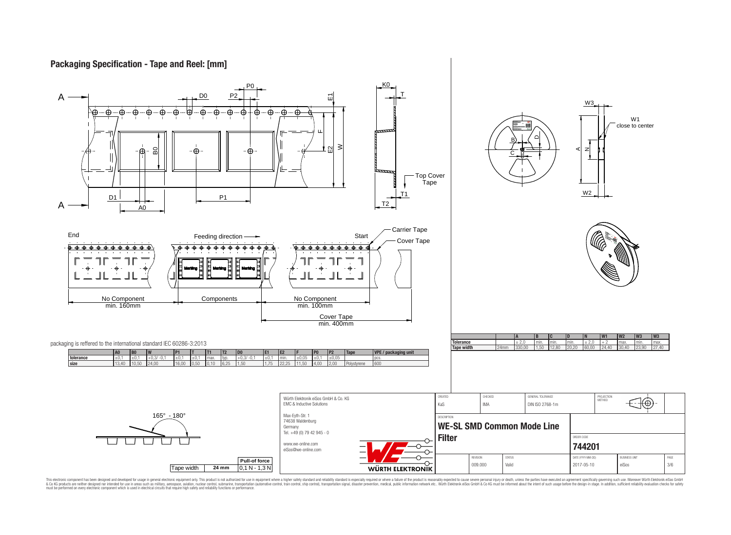# Packaging Specification - Tape and Reel: [mm]

End — Feeding direction → — Start

No Component min. 160mm | Components | No Component min. 100mm

Cover Tape min. 400mm

Carrier Tape, Cover Tape, Top Cover Tape

W1 close to center

packaging is reffered to the international standard IEC 60286-3:2013

| | A0 | B0 | W | P1 | T | T1 | T2 | D0 | E1 | E2 | F | P0 | P2 | Tape | VPE / packaging unit |
|---|---|---|---|---|---|---|---|---|---|---|---|---|---|---|---|
| tolerance | ±0,1 | ±0,1 | +0,3/ -0,1 | ±0,1 | ±0,1 | max. | typ. | +0,3/ -0,1 | ±0,1 | min. | ±0,05 | ±0,1 | ±0,05 | | pcs. |
| size | 13,40 | 10,50 | 24,00 | 16,00 | 0,50 | 0,10 | 6,25 | 1,50 | 1,75 | 22,25 | 11,50 | 4,00 | 2,00 | Polystyrene | 600 |

| | | A | B | C | D | N | W1 | W2 | W3 | W3 |
|---|---|---|---|---|---|---|---|---|---|---|
| Tolerance | | ± 2,0 | min. | min. | min. | ± 2,0 | + 2 | max. | min. | max. |
| Tape width | 24mm | 330,00 | 1,50 | 12,80 | 20,20 | 60,00 | 24,40 | 30,40 | 23,90 | 27,40 |

165° - 180°

| Tape width | 24 mm | Pull-of force |
|---|---|---|
| | | 0,1 N - 1,3 N |

Würth Elektronik eiSos GmbH & Co. KG
EMC & Inductive Solutions
Max-Eyth-Str. 1
74638 Waldenburg
Germany
Tel. +49 (0) 79 42 945 - 0
www.we-online.com
eiSos@we-online.com

WÜRTH ELEKTRONIK

| CREATED | CHECKED | GENERAL TOLERANCE | PROJECTION METHOD |
|---|---|---|---|
| KaS | IMA | DIN ISO 2768-1m | |

DESCRIPTION
**WE-SL SMD Common Mode Line Filter**

ORDER CODE
**744201**

| REVISION | STATUS | DATE (YYYY-MM-DD) | BUSINESS UNIT | PAGE |
|---|---|---|---|---|
| 009.000 | Valid | 2017-05-10 | eiSos | 3/6 |

This electronic component has been designed and developed for usage in general electronic equipment only. This product is not authorized for use in equipment where a higher safety standard and reliability standard is especially required or where a failure of the product is reasonably expected to cause severe personal injury or death, unless the parties have executed an agreement specifically governing such use. Moreover Würth Elektronik eiSos GmbH & Co KG products are neither designed nor intended for use in areas such as military, aerospace, aviation, nuclear control, submarine, transportation (automotive control, train control, ship control), transportation signal, disaster prevention, medical, public information network etc.. Würth Elektronik eiSos GmbH & Co KG must be informed about the intent of such usage before the design-in stage. In addition, sufficient reliability evaluation checks for safety must be performed on every electronic component which is used in electrical circuits that require high safety and reliability functions or performance.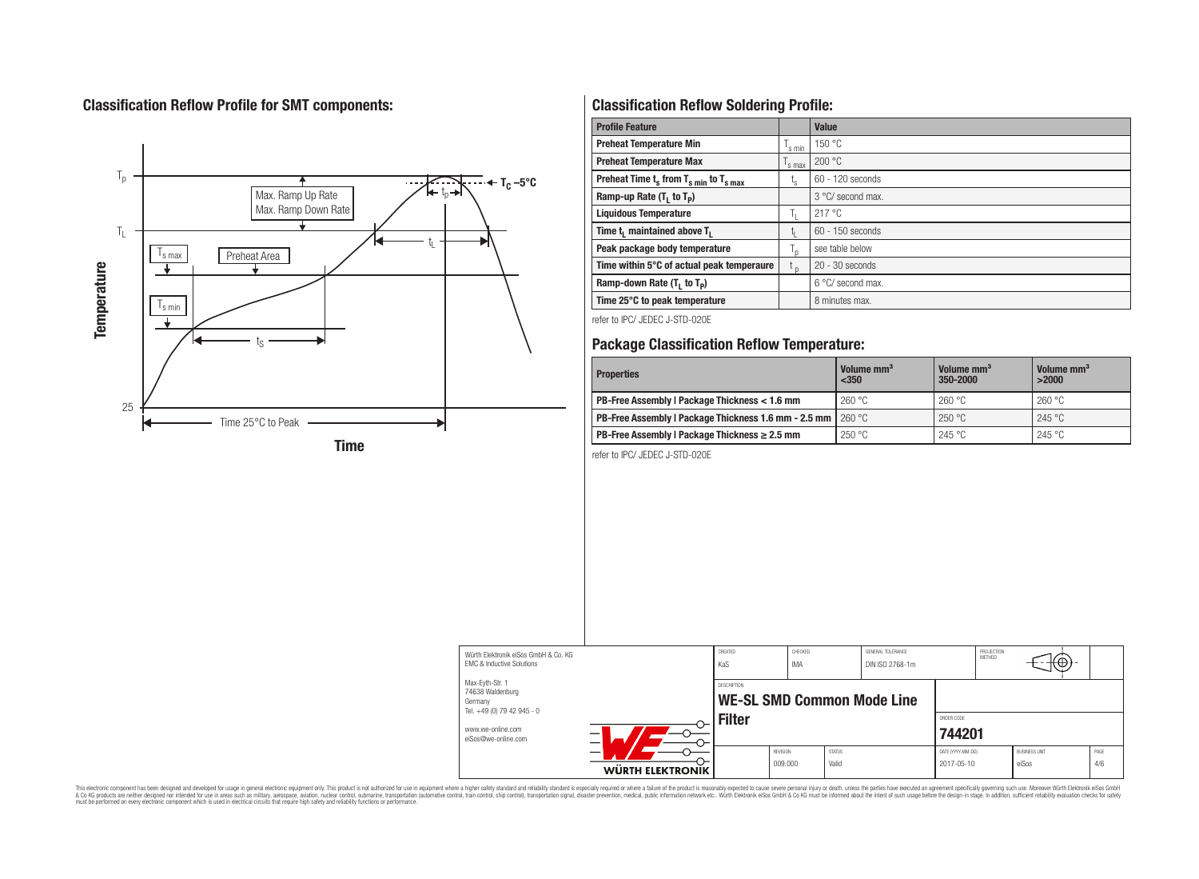## Classification Reflow Profile for SMT components:

## Classification Reflow Soldering Profile:

| Profile Feature | | Value |
|---|---|---|
| Preheat Temperature Min | $T_{s\ min}$ | 150 °C |
| Preheat Temperature Max | $T_{s\ max}$ | 200 °C |
| Preheat Time $t_s$ from $T_{s\ min}$ to $T_{s\ max}$ | $t_s$ | 60 - 120 seconds |
| Ramp-up Rate ($T_L$ to $T_P$) | | 3 °C/ second max. |
| Liquidous Temperature | $T_L$ | 217 °C |
| Time $t_L$ maintained above $T_L$ | $t_L$ | 60 - 150 seconds |
| Peak package body temperature | $T_p$ | see table below |
| Time within 5°C of actual peak temperaure | $t_p$ | 20 - 30 seconds |
| Ramp-down Rate ($T_L$ to $T_P$) | | 6 °C/ second max. |
| Time 25°C to peak temperature | | 8 minutes max. |

refer to IPC/ JEDEC J-STD-020E

## Package Classification Reflow Temperature:

| Properties | Volume mm³ <350 | Volume mm³ 350-2000 | Volume mm³ >2000 |
|---|---|---|---|
| PB-Free Assembly \| Package Thickness < 1.6 mm | 260 °C | 260 °C | 260 °C |
| PB-Free Assembly \| Package Thickness 1.6 mm - 2.5 mm | 260 °C | 250 °C | 245 °C |
| PB-Free Assembly \| Package Thickness ≥ 2.5 mm | 250 °C | 245 °C | 245 °C |

refer to IPC/ JEDEC J-STD-020E

| Würth Elektronik eiSos GmbH & Co. KG<br>EMC & Inductive Solutions<br>Max-Eyth-Str. 1<br>74638 Waldenburg<br>Germany<br>Tel. +49 (0) 79 42 945 - 0<br>www.we-online.com<br>eiSos@we-online.com | CREATED: KaS | CHECKED: IMA | GENERAL TOLERANCE: DIN ISO 2768-1m | PROJECTION METHOD |
|---|---|---|---|---|
| | DESCRIPTION: WE-SL SMD Common Mode Line Filter | | ORDER CODE: 744201 | |
| | REVISION: 009.000 | STATUS: Valid | DATE (YYYY-MM-DD): 2017-05-10 | BUSINESS UNIT: eiSos |

This electronic component has been designed and developed for usage in general electronic equipment only. This product is not authorized for use in equipment where a higher safety standard and reliability standard is especially required or where a failure of the product is reasonably expected to cause severe personal injury or death, unless the parties have executed an agreement specifically governing such use. Moreover Würth Elektronik eiSos GmbH & Co KG products are neither designed nor intended for use in areas such as military, aerospace, aviation, nuclear control, submarine, transportation (automotive control, train control, ship control), transportation signal, disaster prevention, medical, public information network etc.. Würth Elektronik eiSos GmbH & Co KG must be informed about the intent of such usage before the design-in stage. In addition, sufficient reliability evaluation checks for safety must be performed on every electronic component which is used in electrical circuits that require high safety and reliability functions or performance.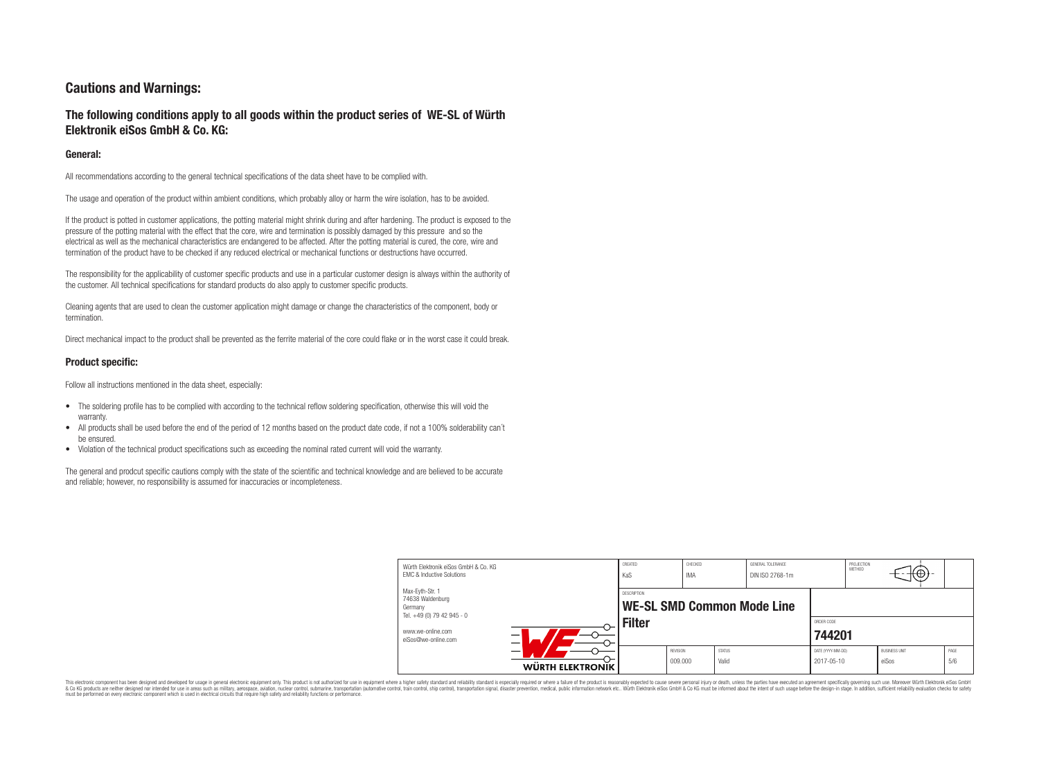# Cautions and Warnings:

## The following conditions apply to all goods within the product series of WE-SL of Würth Elektronik eiSos GmbH & Co. KG:

### General:

All recommendations according to the general technical specifications of the data sheet have to be complied with.

The usage and operation of the product within ambient conditions, which probably alloy or harm the wire isolation, has to be avoided.

If the product is potted in customer applications, the potting material might shrink during and after hardening. The product is exposed to the pressure of the potting material with the effect that the core, wire and termination is possibly damaged by this pressure and so the electrical as well as the mechanical characteristics are endangered to be affected. After the potting material is cured, the core, wire and termination of the product have to be checked if any reduced electrical or mechanical functions or destructions have occurred.

The responsibility for the applicability of customer specific products and use in a particular customer design is always within the authority of the customer. All technical specifications for standard products do also apply to customer specific products.

Cleaning agents that are used to clean the customer application might damage or change the characteristics of the component, body or termination.

Direct mechanical impact to the product shall be prevented as the ferrite material of the core could flake or in the worst case it could break.

### Product specific:

Follow all instructions mentioned in the data sheet, especially:

- The soldering profile has to be complied with according to the technical reflow soldering specification, otherwise this will void the warranty.
- All products shall be used before the end of the period of 12 months based on the product date code, if not a 100% solderability can't be ensured.
- Violation of the technical product specifications such as exceeding the nominal rated current will void the warranty.

The general and prodcut specific cautions comply with the state of the scientific and technical knowledge and are believed to be accurate and reliable; however, no responsibility is assumed for inaccuracies or incompleteness.

| Würth Elektronik eiSos GmbH & Co. KG<br>EMC & Inductive Solutions<br>Max-Eyth-Str. 1<br>74638 Waldenburg<br>Germany<br>Tel. +49 (0) 79 42 945 - 0<br>www.we-online.com<br>eiSos@we-online.com | CREATED<br>KaS | CHECKED<br>IMA | GENERAL TOLERANCE<br>DIN ISO 2768-1m | PROJECTION METHOD | |
|---|---|---|---|---|---|
| | DESCRIPTION<br>**WE-SL SMD Common Mode Line Filter** | | | ORDER CODE<br>**744201** | |
| | REVISION<br>009.000 | STATUS<br>Valid | DATE (YYYY-MM-DD)<br>2017-05-10 | BUSINESS UNIT<br>eiSos | PAGE<br>5/6 |

This electronic component has been designed and developed for usage in general electronic equipment only. This product is not authorized for use in equipment where a higher safety standard and reliability standard is especially required or where a failure of the product is reasonably expected to cause severe personal injury or death, unless the parties have executed an agreement specifically governing such use. Moreover Würth Elektronik eiSos GmbH & Co KG products are neither designed nor intended for use in areas such as military, aerospace, aviation, nuclear control, submarine, transportation (automotive control, train control, ship control), transportation signal, disaster prevention, medical, public information network etc.. Würth Elektronik eiSos GmbH & Co KG must be informed about the intent of such usage before the design-in stage. In addition, sufficient reliability evaluation checks for safety must be performed on every electronic component which is used in electrical circuits that require high safety and reliability functions or performance.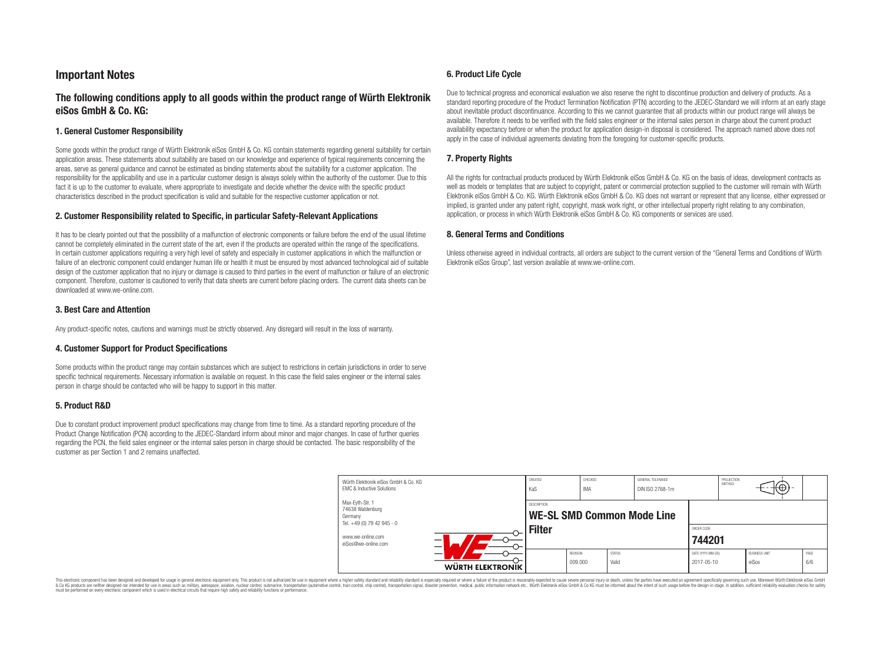# Important Notes

## The following conditions apply to all goods within the product range of Würth Elektronik eiSos GmbH & Co. KG:

### 1. General Customer Responsibility

Some goods within the product range of Würth Elektronik eiSos GmbH & Co. KG contain statements regarding general suitability for certain application areas. These statements about suitability are based on our knowledge and experience of typical requirements concerning the areas, serve as general guidance and cannot be estimated as binding statements about the suitability for a customer application. The responsibility for the applicability and use in a particular customer design is always solely within the authority of the customer. Due to this fact it is up to the customer to evaluate, where appropriate to investigate and decide whether the device with the specific product characteristics described in the product specification is valid and suitable for the respective customer application or not.

### 2. Customer Responsibility related to Specific, in particular Safety-Relevant Applications

It has to be clearly pointed out that the possibility of a malfunction of electronic components or failure before the end of the usual lifetime cannot be completely eliminated in the current state of the art, even if the products are operated within the range of the specifications. In certain customer applications requiring a very high level of safety and especially in customer applications in which the malfunction or failure of an electronic component could endanger human life or health it must be ensured by most advanced technological aid of suitable design of the customer application that no injury or damage is caused to third parties in the event of malfunction or failure of an electronic component. Therefore, customer is cautioned to verify that data sheets are current before placing orders. The current data sheets can be downloaded at www.we-online.com.

### 3. Best Care and Attention

Any product-specific notes, cautions and warnings must be strictly observed. Any disregard will result in the loss of warranty.

### 4. Customer Support for Product Specifications

Some products within the product range may contain substances which are subject to restrictions in certain jurisdictions in order to serve specific technical requirements. Necessary information is available on request. In this case the field sales engineer or the internal sales person in charge should be contacted who will be happy to support in this matter.

### 5. Product R&D

Due to constant product improvement product specifications may change from time to time. As a standard reporting procedure of the Product Change Notification (PCN) according to the JEDEC-Standard inform about minor and major changes. In case of further queries regarding the PCN, the field sales engineer or the internal sales person in charge should be contacted. The basic responsibility of the customer as per Section 1 and 2 remains unaffected.

### 6. Product Life Cycle

Due to technical progress and economical evaluation we also reserve the right to discontinue production and delivery of products. As a standard reporting procedure of the Product Termination Notification (PTN) according to the JEDEC-Standard we will inform at an early stage about inevitable product discontinuance. According to this we cannot guarantee that all products within our product range will always be available. Therefore it needs to be verified with the field sales engineer or the internal sales person in charge about the current product availability expectancy before or when the product for application design-in disposal is considered. The approach named above does not apply in the case of individual agreements deviating from the foregoing for customer-specific products.

### 7. Property Rights

All the rights for contractual products produced by Würth Elektronik eiSos GmbH & Co. KG on the basis of ideas, development contracts as well as models or templates that are subject to copyright, patent or commercial protection supplied to the customer will remain with Würth Elektronik eiSos GmbH & Co. KG. Würth Elektronik eiSos GmbH & Co. KG does not warrant or represent that any license, either expressed or implied, is granted under any patent right, copyright, mask work right, or other intellectual property right relating to any combination, application, or process in which Würth Elektronik eiSos GmbH & Co. KG components or services are used.

### 8. General Terms and Conditions

Unless otherwise agreed in individual contracts, all orders are subject to the current version of the "General Terms and Conditions of Würth Elektronik eiSos Group", last version available at www.we-online.com.

| | | | | | |
|---|---|---|---|---|---|
| Würth Elektronik eiSos GmbH & Co. KG<br>EMC & Inductive Solutions | CREATED<br>KaS | CHECKED<br>IMA | GENERAL TOLERANCE<br>DIN ISO 2768-1m | PROJECTION METHOD | |
| Max-Eyth-Str. 1<br>74638 Waldenburg<br>Germany<br>Tel. +49 (0) 79 42 945 - 0<br>www.we-online.com<br>eiSos@we-online.com | DESCRIPTION<br>WE-SL SMD Common Mode Line Filter | | | ORDER CODE<br>744201 | |
| WÜRTH ELEKTRONIK | | REVISION<br>009.000 | STATUS<br>Valid | DATE (YYYY-MM-DD)<br>2017-05-10 | BUSINESS UNIT<br>eiSos |

This electronic component has been designed and developed for usage in general electronic equipment only. This product is not authorized for use in equipment where a higher safety standard and reliability standard is especially required or where a failure of the product is reasonably expected to cause severe personal injury or death, unless the parties have executed an agreement specifically governing such use. Moreover Würth Elektronik eiSos GmbH & Co KG products are neither designed nor intended for use in areas such as military, aerospace, aviation, nuclear control, submarine, transportation (automotive control, train control, ship control), transportation signal, disaster prevention, medical, public information network etc.. Würth Elektronik eiSos GmbH & Co KG must be informed about the intent of such usage before the design-in stage. In addition, sufficient reliability evaluation checks for safety must be performed on every electronic component which is used in electrical circuits that require high safety and reliability functions or performance.